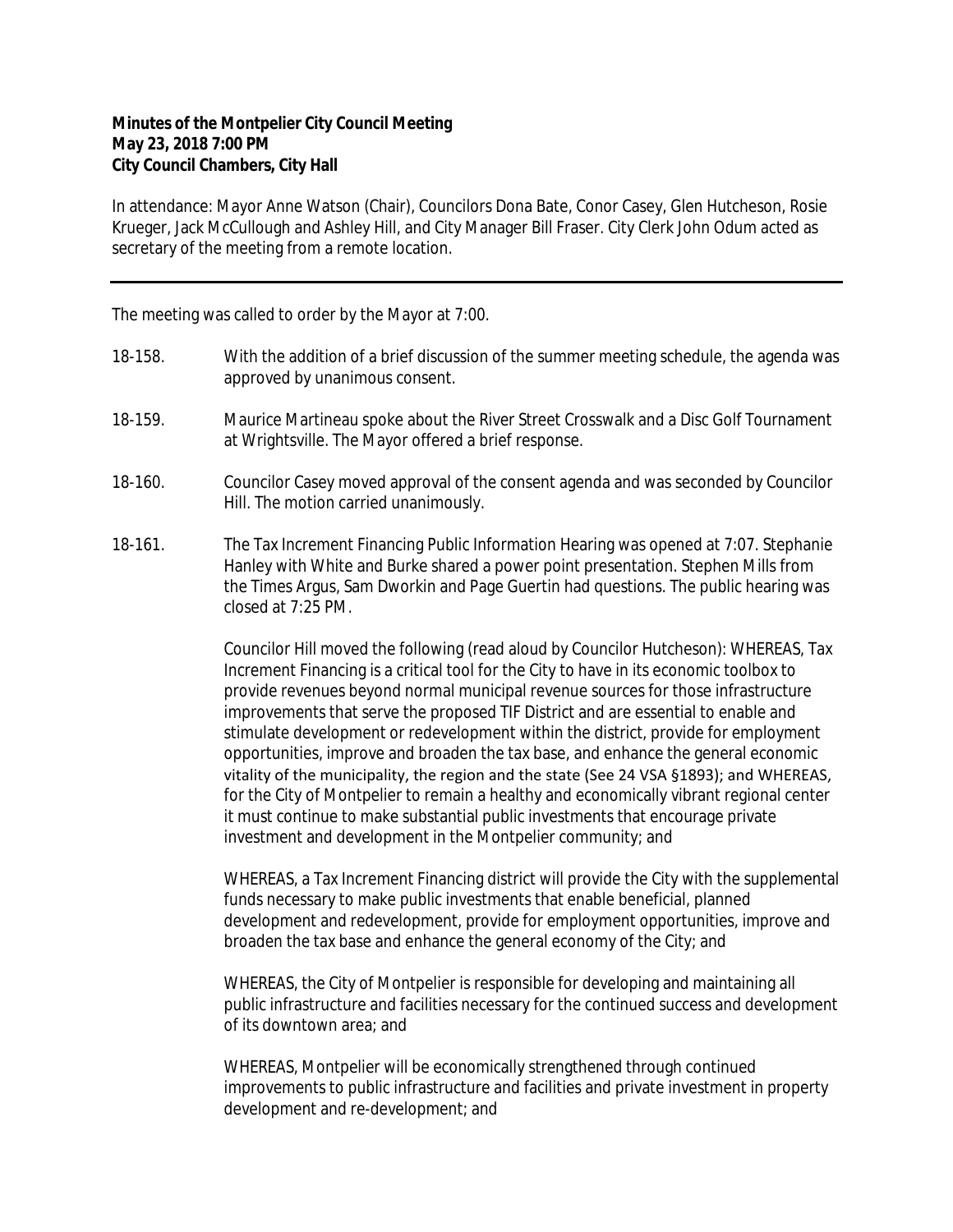**Minutes of the Montpelier City Council Meeting**
**May 23, 2018 7:00 PM**
**City Council Chambers, City Hall**

In attendance: Mayor Anne Watson (Chair), Councilors Dona Bate, Conor Casey, Glen Hutcheson, Rosie Krueger, Jack McCullough and Ashley Hill, and City Manager Bill Fraser. City Clerk John Odum acted as secretary of the meeting from a remote location.

---

The meeting was called to order by the Mayor at 7:00.

18-158. With the addition of a brief discussion of the summer meeting schedule, the agenda was approved by unanimous consent.

18-159. Maurice Martineau spoke about the River Street Crosswalk and a Disc Golf Tournament at Wrightsville. The Mayor offered a brief response.

18-160. Councilor Casey moved approval of the consent agenda and was seconded by Councilor Hill. The motion carried unanimously.

18-161. The Tax Increment Financing Public Information Hearing was opened at 7:07. Stephanie Hanley with White and Burke shared a power point presentation. Stephen Mills from the Times Argus, Sam Dworkin and Page Guertin had questions. The public hearing was closed at 7:25 PM.

Councilor Hill moved the following (read aloud by Councilor Hutcheson): WHEREAS, Tax Increment Financing is a critical tool for the City to have in its economic toolbox to provide revenues beyond normal municipal revenue sources for those infrastructure improvements that serve the proposed TIF District and are essential to enable and stimulate development or redevelopment within the district, provide for employment opportunities, improve and broaden the tax base, and enhance the general economic vitality of the municipality, the region and the state (See 24 VSA §1893); and WHEREAS, for the City of Montpelier to remain a healthy and economically vibrant regional center it must continue to make substantial public investments that encourage private investment and development in the Montpelier community; and

WHEREAS, a Tax Increment Financing district will provide the City with the supplemental funds necessary to make public investments that enable beneficial, planned development and redevelopment, provide for employment opportunities, improve and broaden the tax base and enhance the general economy of the City; and

WHEREAS, the City of Montpelier is responsible for developing and maintaining all public infrastructure and facilities necessary for the continued success and development of its downtown area; and

WHEREAS, Montpelier will be economically strengthened through continued improvements to public infrastructure and facilities and private investment in property development and re-development; and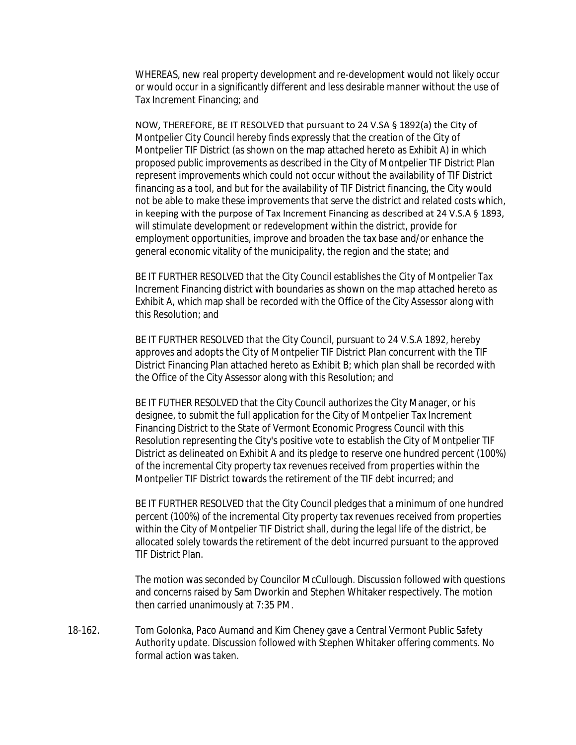WHEREAS, new real property development and re-development would not likely occur or would occur in a significantly different and less desirable manner without the use of Tax Increment Financing; and

NOW, THEREFORE, BE IT RESOLVED that pursuant to 24 V.SA § 1892(a) the City of Montpelier City Council hereby finds expressly that the creation of the City of Montpelier TIF District (as shown on the map attached hereto as Exhibit A) in which proposed public improvements as described in the City of Montpelier TIF District Plan represent improvements which could not occur without the availability of TIF District financing as a tool, and but for the availability of TIF District financing, the City would not be able to make these improvements that serve the district and related costs which, in keeping with the purpose of Tax Increment Financing as described at 24 V.S.A § 1893, will stimulate development or redevelopment within the district, provide for employment opportunities, improve and broaden the tax base and/or enhance the general economic vitality of the municipality, the region and the state; and

BE IT FURTHER RESOLVED that the City Council establishes the City of Montpelier Tax Increment Financing district with boundaries as shown on the map attached hereto as Exhibit A, which map shall be recorded with the Office of the City Assessor along with this Resolution; and

BE IT FURTHER RESOLVED that the City Council, pursuant to 24 V.S.A 1892, hereby approves and adopts the City of Montpelier TIF District Plan concurrent with the TIF District Financing Plan attached hereto as Exhibit B; which plan shall be recorded with the Office of the City Assessor along with this Resolution; and

BE IT FUTHER RESOLVED that the City Council authorizes the City Manager, or his designee, to submit the full application for the City of Montpelier Tax Increment Financing District to the State of Vermont Economic Progress Council with this Resolution representing the City's positive vote to establish the City of Montpelier TIF District as delineated on Exhibit A and its pledge to reserve one hundred percent (100%) of the incremental City property tax revenues received from properties within the Montpelier TIF District towards the retirement of the TIF debt incurred; and

BE IT FURTHER RESOLVED that the City Council pledges that a minimum of one hundred percent (100%) of the incremental City property tax revenues received from properties within the City of Montpelier TIF District shall, during the legal life of the district, be allocated solely towards the retirement of the debt incurred pursuant to the approved TIF District Plan.

The motion was seconded by Councilor McCullough. Discussion followed with questions and concerns raised by Sam Dworkin and Stephen Whitaker respectively. The motion then carried unanimously at 7:35 PM.

18-162. Tom Golonka, Paco Aumand and Kim Cheney gave a Central Vermont Public Safety Authority update. Discussion followed with Stephen Whitaker offering comments. No formal action was taken.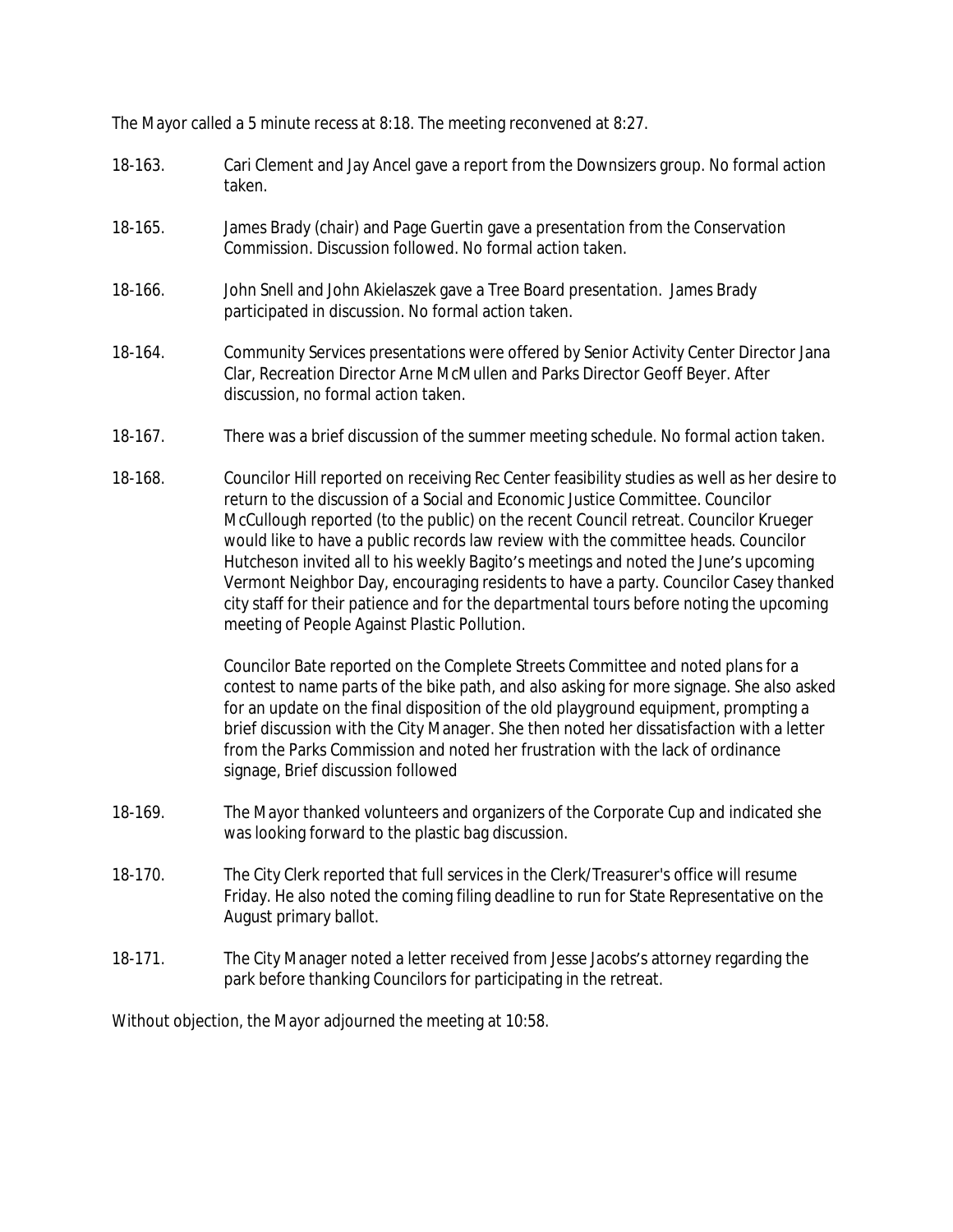The Mayor called a 5 minute recess at 8:18. The meeting reconvened at 8:27.

18-163. Cari Clement and Jay Ancel gave a report from the Downsizers group. No formal action taken.

18-165. James Brady (chair) and Page Guertin gave a presentation from the Conservation Commission. Discussion followed. No formal action taken.

18-166. John Snell and John Akielaszek gave a Tree Board presentation. James Brady participated in discussion. No formal action taken.

18-164. Community Services presentations were offered by Senior Activity Center Director Jana Clar, Recreation Director Arne McMullen and Parks Director Geoff Beyer. After discussion, no formal action taken.

18-167. There was a brief discussion of the summer meeting schedule. No formal action taken.

18-168. Councilor Hill reported on receiving Rec Center feasibility studies as well as her desire to return to the discussion of a Social and Economic Justice Committee. Councilor McCullough reported (to the public) on the recent Council retreat. Councilor Krueger would like to have a public records law review with the committee heads. Councilor Hutcheson invited all to his weekly Bagito's meetings and noted the June's upcoming Vermont Neighbor Day, encouraging residents to have a party. Councilor Casey thanked city staff for their patience and for the departmental tours before noting the upcoming meeting of People Against Plastic Pollution.

Councilor Bate reported on the Complete Streets Committee and noted plans for a contest to name parts of the bike path, and also asking for more signage. She also asked for an update on the final disposition of the old playground equipment, prompting a brief discussion with the City Manager. She then noted her dissatisfaction with a letter from the Parks Commission and noted her frustration with the lack of ordinance signage, Brief discussion followed

18-169. The Mayor thanked volunteers and organizers of the Corporate Cup and indicated she was looking forward to the plastic bag discussion.

18-170. The City Clerk reported that full services in the Clerk/Treasurer's office will resume Friday. He also noted the coming filing deadline to run for State Representative on the August primary ballot.

18-171. The City Manager noted a letter received from Jesse Jacobs's attorney regarding the park before thanking Councilors for participating in the retreat.

Without objection, the Mayor adjourned the meeting at 10:58.